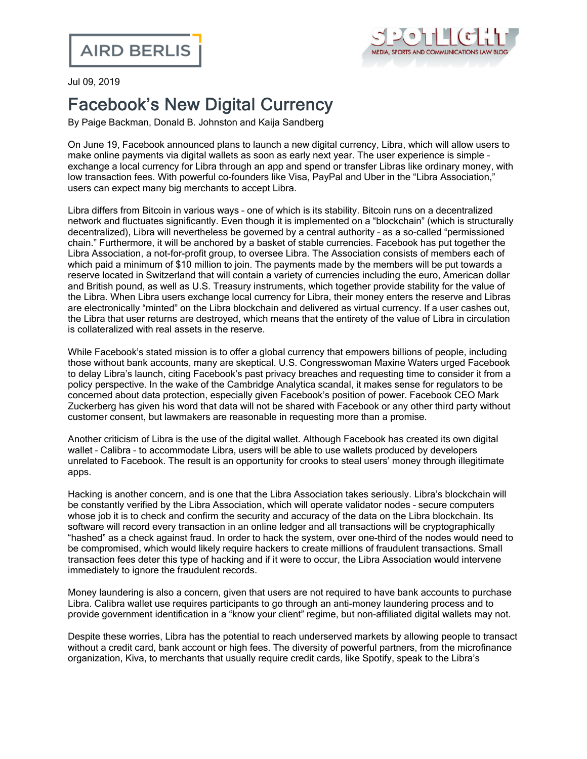Jul 09, 2019

# Facebook's New Digital Currency

By Paige Backman, Donald B. Johnston and Kaija Sandberg

On June 19, Facebook announced plans to launch a new digital currency, Libra, which will allow users to make online payments via digital wallets as soon as early next year. The user experience is simple – exchange a local currency for Libra through an app and spend or transfer Libras like ordinary money, with low transaction fees. With powerful co-founders like Visa, PayPal and Uber in the "Libra Association," users can expect many big merchants to accept Libra.

Libra differs from Bitcoin in various ways – one of which is its stability. Bitcoin runs on a decentralized network and fluctuates significantly. Even though it is implemented on a "blockchain" (which is structurally decentralized), Libra will nevertheless be governed by a central authority – as a so-called "permissioned chain." Furthermore, it will be anchored by a basket of stable currencies. Facebook has put together the Libra Association, a not-for-profit group, to oversee Libra. The Association consists of members each of which paid a minimum of $10 million to join. The payments made by the members will be put towards a reserve located in Switzerland that will contain a variety of currencies including the euro, American dollar and British pound, as well as U.S. Treasury instruments, which together provide stability for the value of the Libra. When Libra users exchange local currency for Libra, their money enters the reserve and Libras are electronically "minted" on the Libra blockchain and delivered as virtual currency. If a user cashes out, the Libra that user returns are destroyed, which means that the entirety of the value of Libra in circulation is collateralized with real assets in the reserve.

While Facebook's stated mission is to offer a global currency that empowers billions of people, including those without bank accounts, many are skeptical. U.S. Congresswoman Maxine Waters urged Facebook to delay Libra's launch, citing Facebook's past privacy breaches and requesting time to consider it from a policy perspective. In the wake of the Cambridge Analytica scandal, it makes sense for regulators to be concerned about data protection, especially given Facebook's position of power. Facebook CEO Mark Zuckerberg has given his word that data will not be shared with Facebook or any other third party without customer consent, but lawmakers are reasonable in requesting more than a promise.

Another criticism of Libra is the use of the digital wallet. Although Facebook has created its own digital wallet – Calibra – to accommodate Libra, users will be able to use wallets produced by developers unrelated to Facebook. The result is an opportunity for crooks to steal users' money through illegitimate apps.

Hacking is another concern, and is one that the Libra Association takes seriously. Libra's blockchain will be constantly verified by the Libra Association, which will operate validator nodes – secure computers whose job it is to check and confirm the security and accuracy of the data on the Libra blockchain. Its software will record every transaction in an online ledger and all transactions will be cryptographically "hashed" as a check against fraud. In order to hack the system, over one-third of the nodes would need to be compromised, which would likely require hackers to create millions of fraudulent transactions. Small transaction fees deter this type of hacking and if it were to occur, the Libra Association would intervene immediately to ignore the fraudulent records.

Money laundering is also a concern, given that users are not required to have bank accounts to purchase Libra. Calibra wallet use requires participants to go through an anti-money laundering process and to provide government identification in a "know your client" regime, but non-affiliated digital wallets may not.

Despite these worries, Libra has the potential to reach underserved markets by allowing people to transact without a credit card, bank account or high fees. The diversity of powerful partners, from the microfinance organization, Kiva, to merchants that usually require credit cards, like Spotify, speak to the Libra's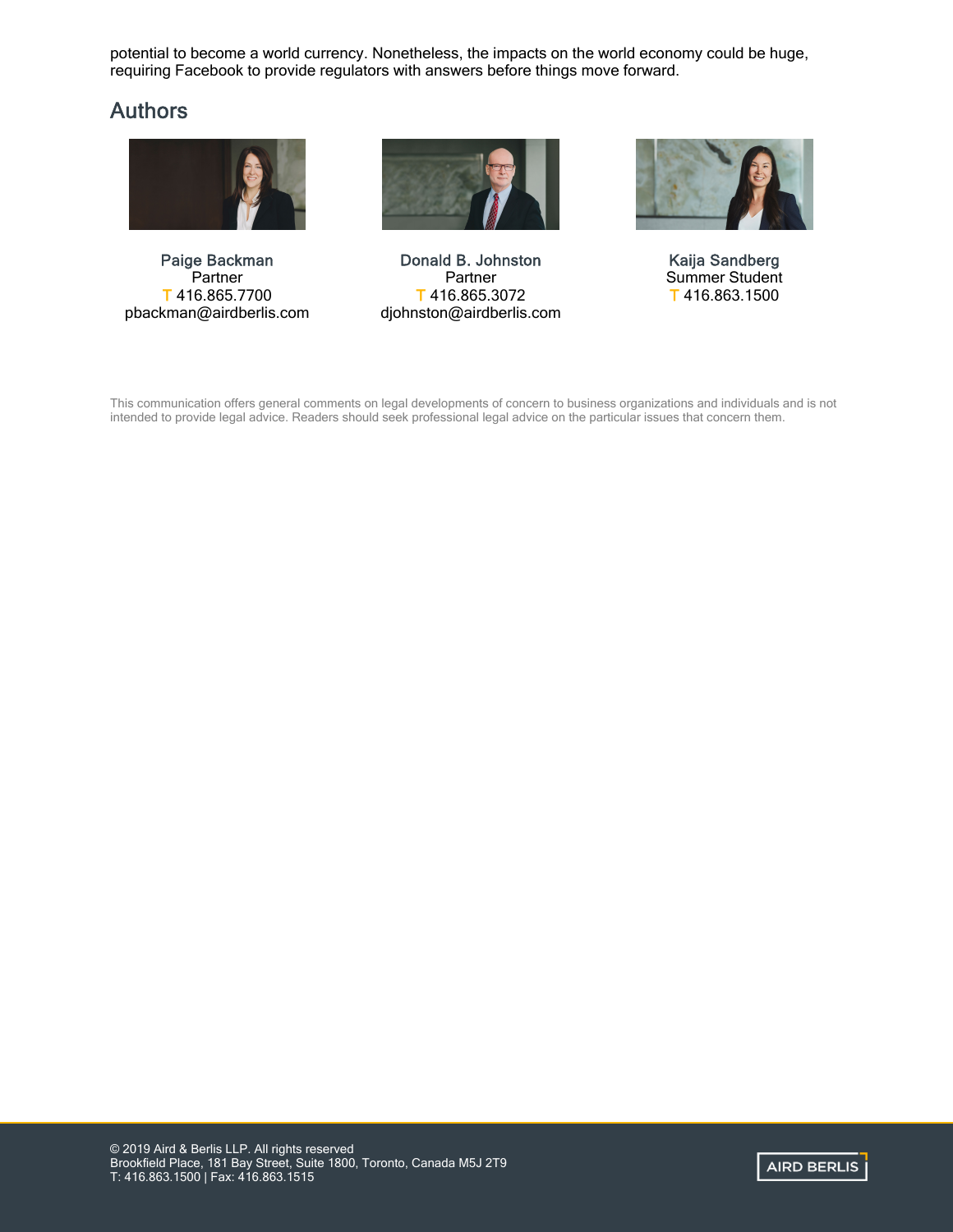potential to become a world currency. Nonetheless, the impacts on the world economy could be huge, requiring Facebook to provide regulators with answers before things move forward.

## Authors

**Paige Backman**
Partner
T 416.865.7700
pbackman@airdberlis.com

**Donald B. Johnston**
Partner
T 416.865.3072
djohnston@airdberlis.com

**Kaija Sandberg**
Summer Student
T 416.863.1500

This communication offers general comments on legal developments of concern to business organizations and individuals and is not intended to provide legal advice. Readers should seek professional legal advice on the particular issues that concern them.

© 2019 Aird & Berlis LLP. All rights reserved
Brookfield Place, 181 Bay Street, Suite 1800, Toronto, Canada M5J 2T9
T: 416.863.1500 | Fax: 416.863.1515

AIRD BERLIS